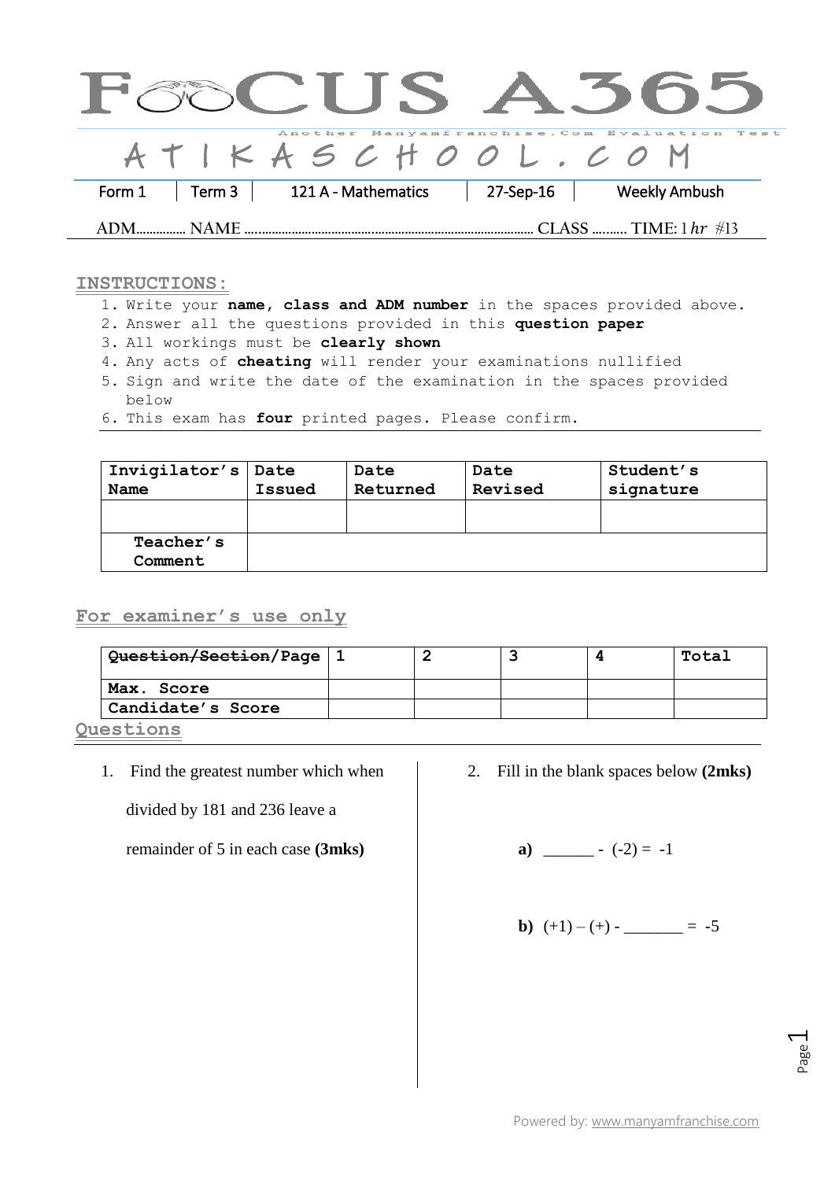# FOCUS A365

Another Manyamfranchise.Com Evaluation Test

ATIKASCHOOL.COM

| Form 1 | Term 3 | 121 A - Mathematics | 27-Sep-16 | Weekly Ambush |
|---|---|---|---|---|

ADM............... NAME ..................................................................................... CLASS .......... TIME: 1 $hr$ #13

## INSTRUCTIONS:

1. Write your **name, class and ADM number** in the spaces provided above.
2. Answer all the questions provided in this **question paper**
3. All workings must be **clearly shown**
4. Any acts of **cheating** will render your examinations nullified
5. Sign and write the date of the examination in the spaces provided below
6. This exam has **four** printed pages. Please confirm.

| Invigilator's Name | Date Issued | Date Returned | Date Revised | Student's signature |
|---|---|---|---|---|
| | | | | |
| Teacher's Comment | | | | |

## For examiner's use only

| ~~Question/Section~~/Page | 1 | 2 | 3 | 4 | Total |
|---|---|---|---|---|---|
| Max. Score | | | | | |
| Candidate's Score | | | | | |

## Questions

1. Find the greatest number which when divided by 181 and 236 leave a remainder of 5 in each case **(3mks)**

2. Fill in the blank spaces below **(2mks)**

   **a)** ______ - (-2) = -1

   **b)** (+1) – (+) - _______ = -5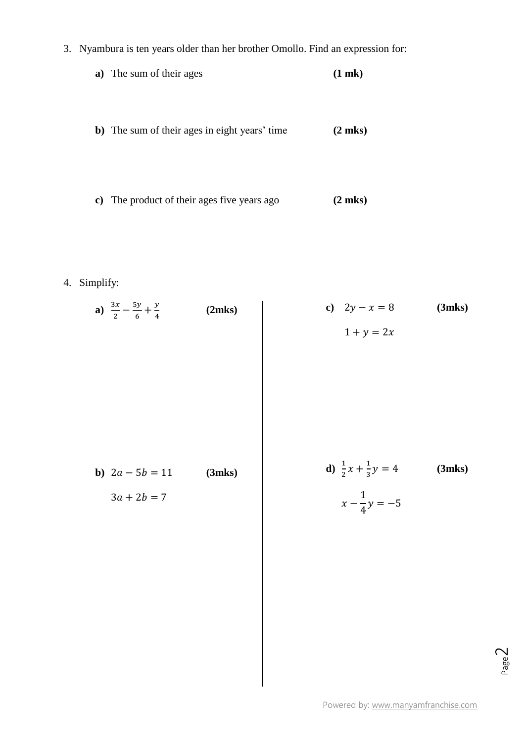3. Nyambura is ten years older than her brother Omollo. Find an expression for:

   **a)** The sum of their ages **(1 mk)**

   **b)** The sum of their ages in eight years' time **(2 mks)**

   **c)** The product of their ages five years ago **(2 mks)**

4. Simplify:

   **a)** $\frac{3x}{2} - \frac{5y}{6} + \frac{y}{4}$ **(2mks)**

   **b)** $2a - 5b = 11$ **(3mks)**

   $3a + 2b = 7$

   **c)** $2y - x = 8$ **(3mks)**

   $1 + y = 2x$

   **d)** $\frac{1}{2}x + \frac{1}{3}y = 4$ **(3mks)**

   $x - \frac{1}{4}y = -5$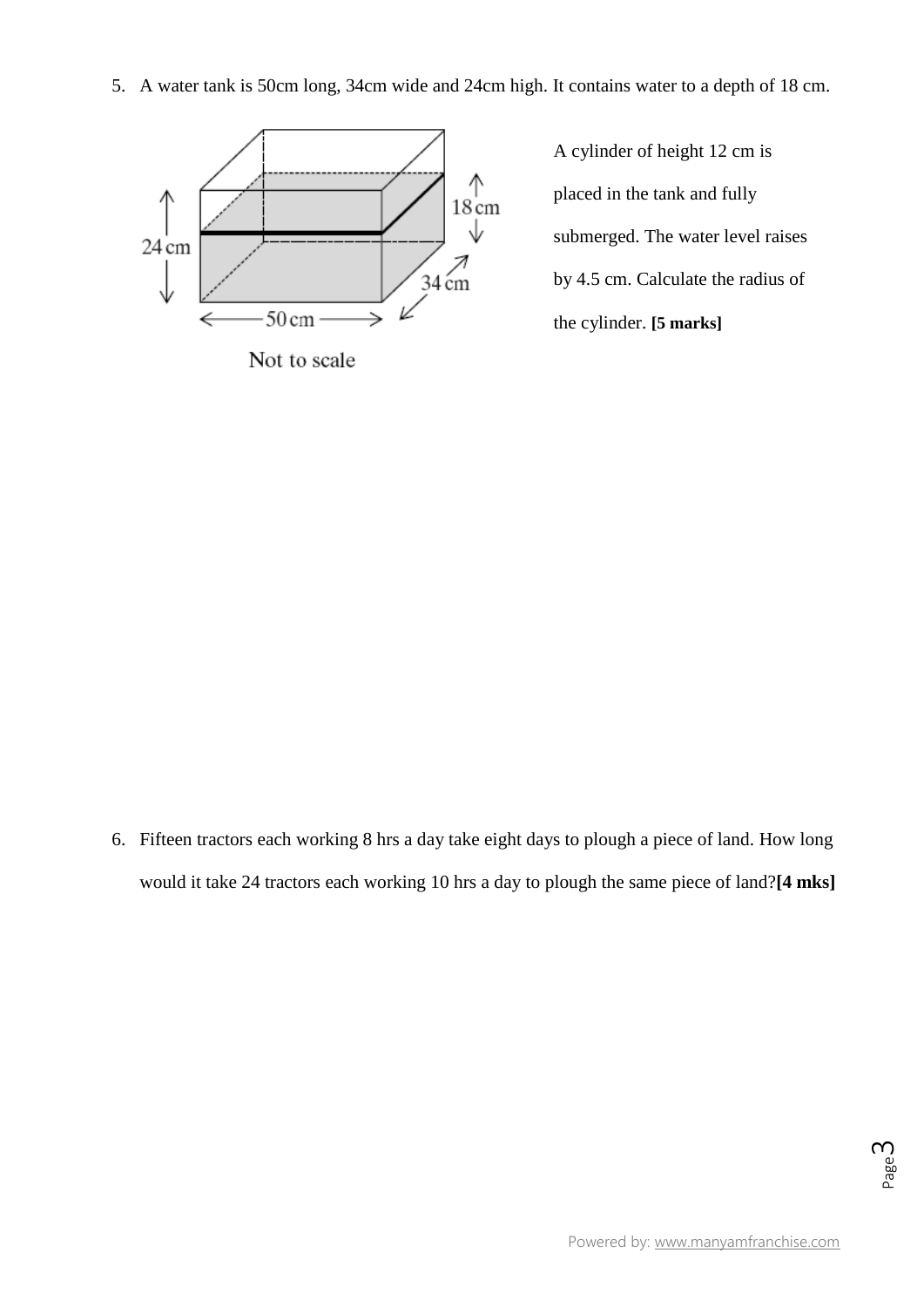5. A water tank is 50cm long, 34cm wide and 24cm high. It contains water to a depth of 18 cm.

A cylinder of height 12 cm is placed in the tank and fully submerged. The water level raises by 4.5 cm. Calculate the radius of the cylinder. **[5 marks]**

6. Fifteen tractors each working 8 hrs a day take eight days to plough a piece of land. How long would it take 24 tractors each working 10 hrs a day to plough the same piece of land? **[4 mks]**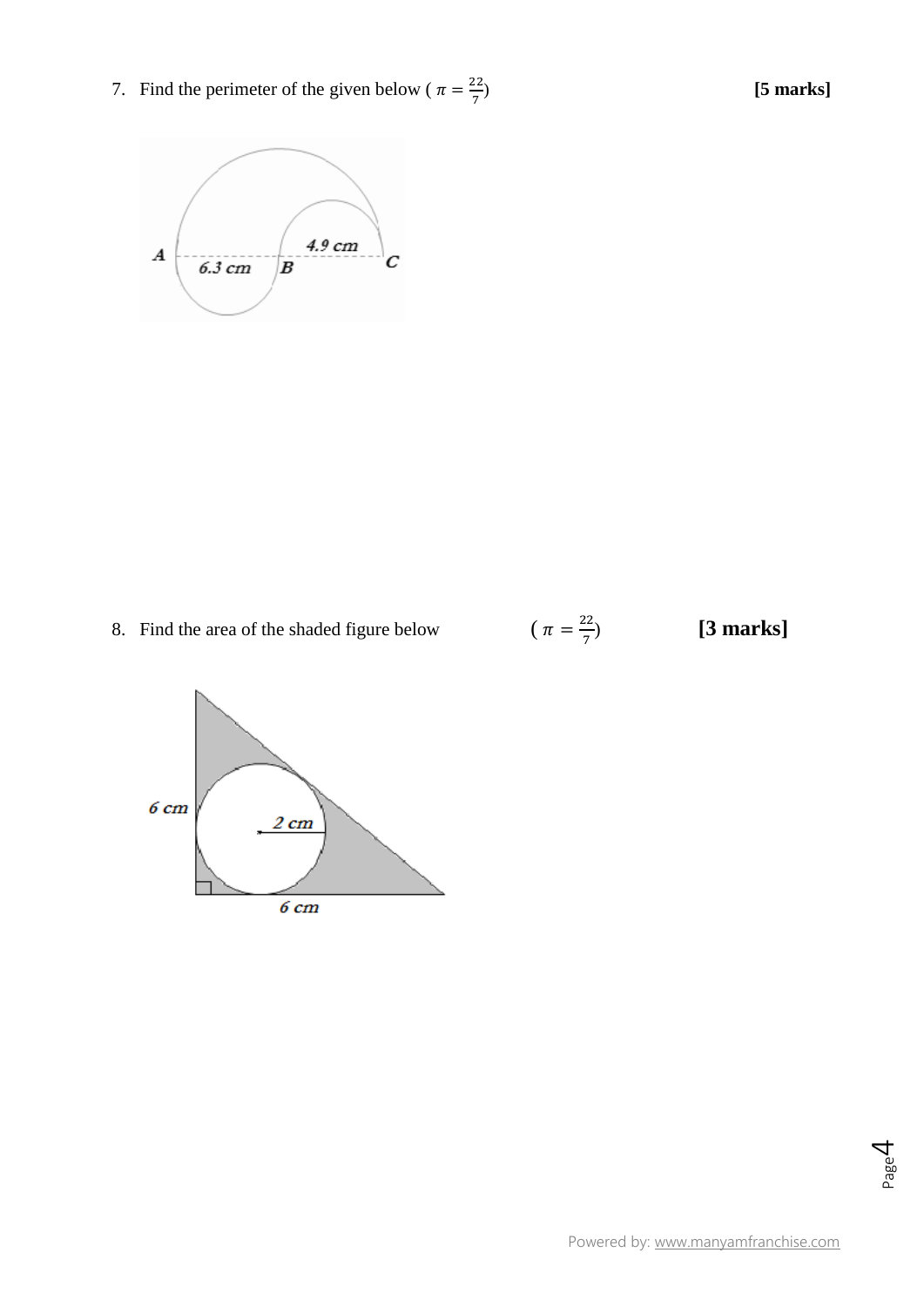7. Find the perimeter of the given below ( $\pi = \frac{22}{7}$) **[5 marks]**

A

6.3 cm

B

4.9 cm

C

8. Find the area of the shaded figure below ( $\pi = \frac{22}{7}$) **[3 marks]**

6 cm

2 cm

6 cm

Powered by: www.manyamfranchise.com